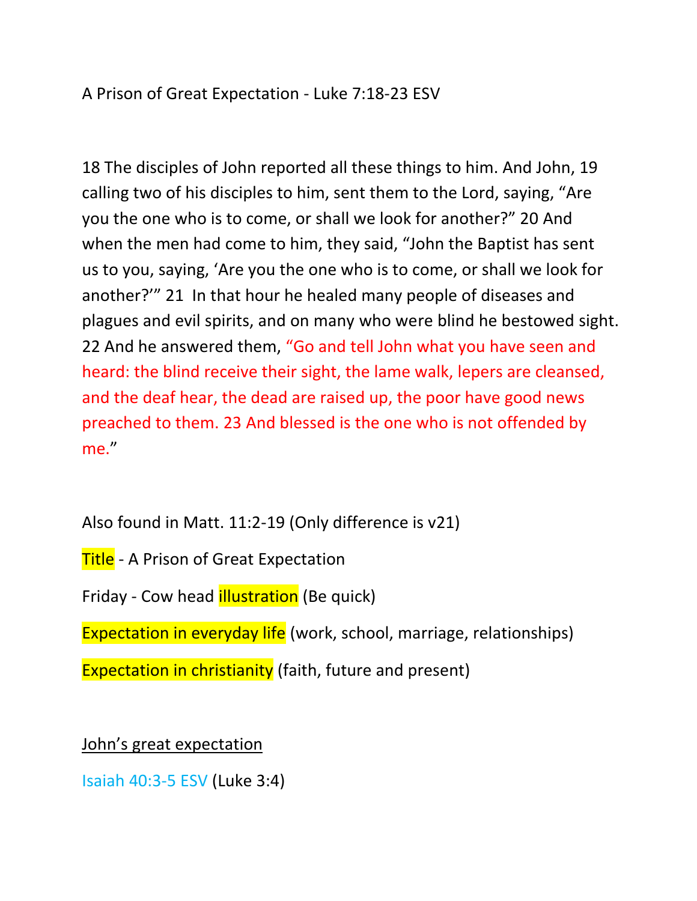A Prison of Great Expectation - Luke 7:18-23 ESV

18 The disciples of John reported all these things to him. And John, 19 calling two of his disciples to him, sent them to the Lord, saying, "Are you the one who is to come, or shall we look for another?" 20 And when the men had come to him, they said, "John the Baptist has sent us to you, saying, 'Are you the one who is to come, or shall we look for another?'" 21 In that hour he healed many people of diseases and plagues and evil spirits, and on many who were blind he bestowed sight. 22 And he answered them, "Go and tell John what you have seen and heard: the blind receive their sight, the lame walk, lepers are cleansed, and the deaf hear, the dead are raised up, the poor have good news preached to them. 23 And blessed is the one who is not offended by me."

Also found in Matt. 11:2-19 (Only difference is v21)

Title - A Prison of Great Expectation

Friday - Cow head illustration (Be quick)

Expectation in everyday life (work, school, marriage, relationships)

Expectation in christianity (faith, future and present)

John's great expectation

Isaiah 40:3-5 ESV (Luke 3:4)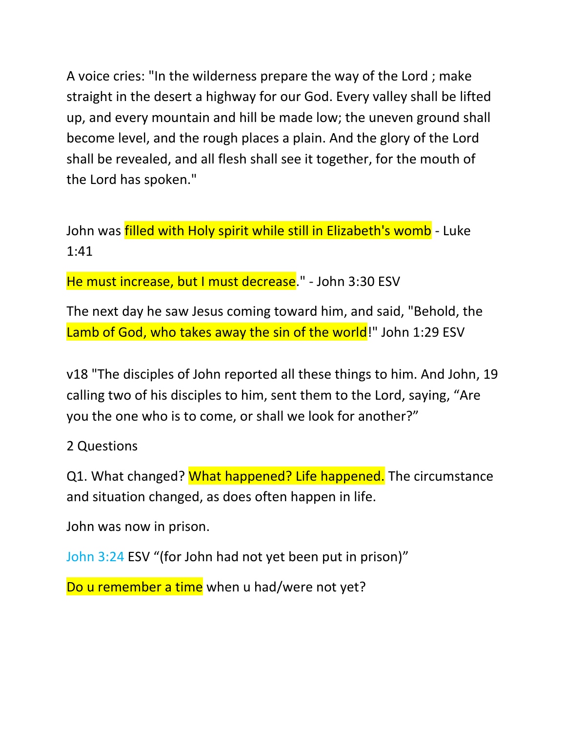A voice cries: "In the wilderness prepare the way of the Lord ; make straight in the desert a highway for our God. Every valley shall be lifted up, and every mountain and hill be made low; the uneven ground shall become level, and the rough places a plain. And the glory of the Lord shall be revealed, and all flesh shall see it together, for the mouth of the Lord has spoken."

John was filled with Holy spirit while still in Elizabeth's womb - Luke 1:41

He must increase, but I must decrease." - John 3:30 ESV

The next day he saw Jesus coming toward him, and said, "Behold, the Lamb of God, who takes away the sin of the world!" John 1:29 ESV

v18 "The disciples of John reported all these things to him. And John, 19 calling two of his disciples to him, sent them to the Lord, saying, "Are you the one who is to come, or shall we look for another?"

2 Questions

Q1. What changed? What happened? Life happened. The circumstance and situation changed, as does often happen in life.

John was now in prison.

John 3:24 ESV "(for John had not yet been put in prison)"

Do u remember a time when u had/were not yet?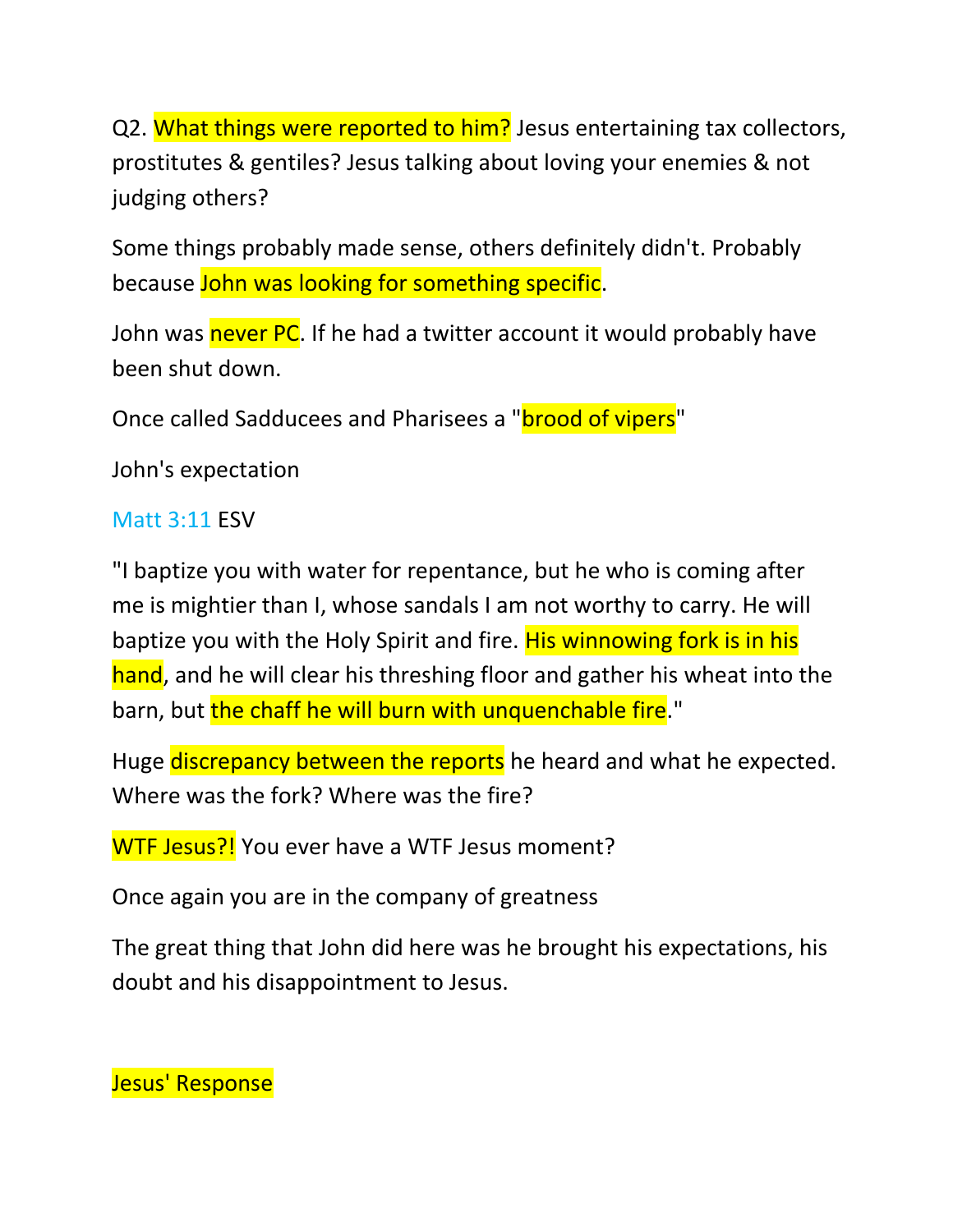Q2. What things were reported to him? Jesus entertaining tax collectors, prostitutes & gentiles? Jesus talking about loving your enemies & not judging others?

Some things probably made sense, others definitely didn't. Probably because John was looking for something specific.

John was never PC. If he had a twitter account it would probably have been shut down.

Once called Sadducees and Pharisees a "brood of vipers"

John's expectation

Matt 3:11 ESV

"I baptize you with water for repentance, but he who is coming after me is mightier than I, whose sandals I am not worthy to carry. He will baptize you with the Holy Spirit and fire. His winnowing fork is in his hand, and he will clear his threshing floor and gather his wheat into the barn, but the chaff he will burn with unquenchable fire."

Huge discrepancy between the reports he heard and what he expected. Where was the fork? Where was the fire?

WTF Jesus?! You ever have a WTF Jesus moment?

Once again you are in the company of greatness

The great thing that John did here was he brought his expectations, his doubt and his disappointment to Jesus.

Jesus' Response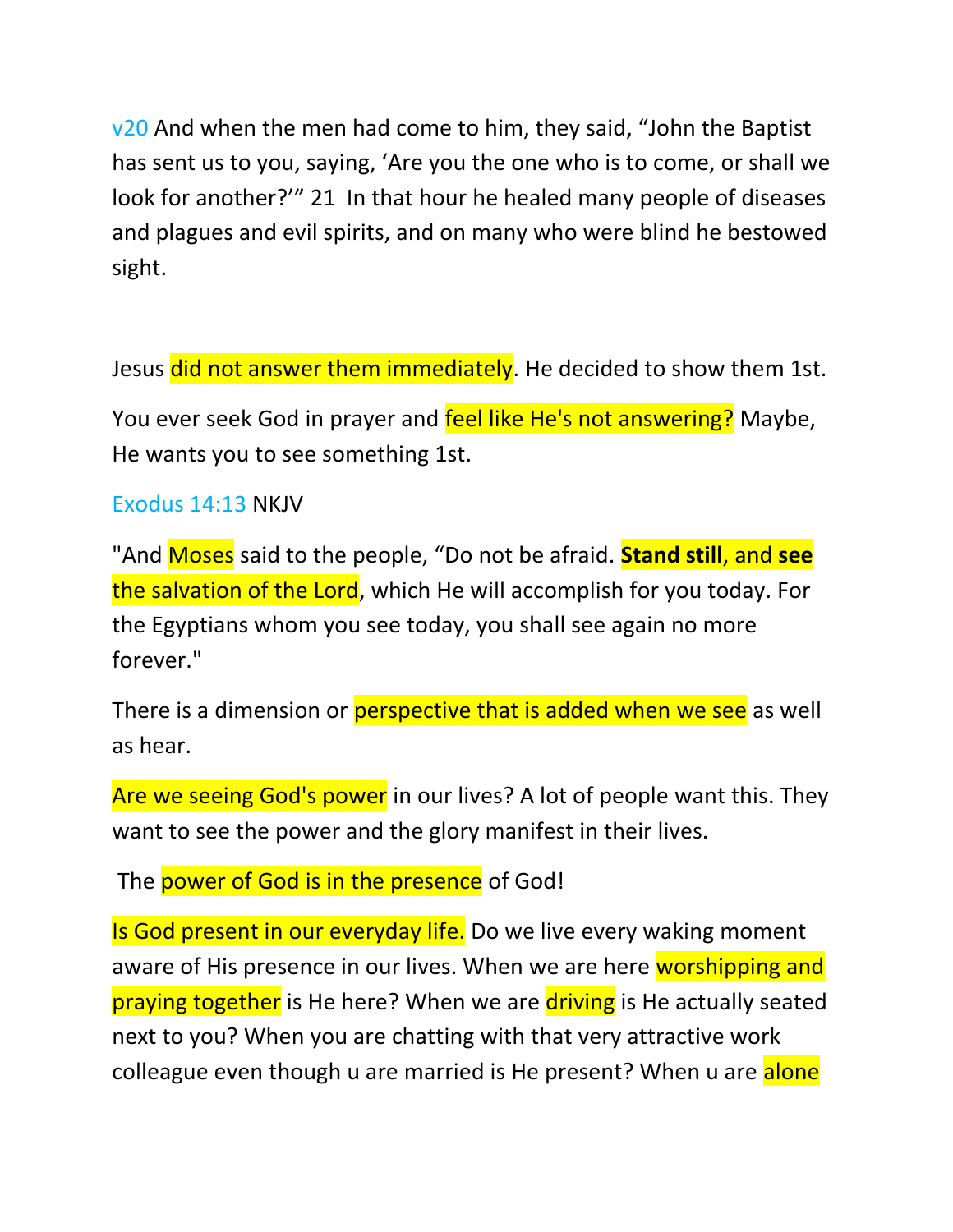v20 And when the men had come to him, they said, “John the Baptist has sent us to you, saying, ‘Are you the one who is to come, or shall we look for another?’” 21 In that hour he healed many people of diseases and plagues and evil spirits, and on many who were blind he bestowed sight.

Jesus did not answer them immediately. He decided to show them 1st.

You ever seek God in prayer and feel like He's not answering? Maybe, He wants you to see something 1st.

Exodus 14:13 NKJV

"And Moses said to the people, “Do not be afraid. **Stand still**, and **see** the salvation of the Lord, which He will accomplish for you today. For the Egyptians whom you see today, you shall see again no more forever."

There is a dimension or perspective that is added when we see as well as hear.

Are we seeing God's power in our lives? A lot of people want this. They want to see the power and the glory manifest in their lives.

The power of God is in the presence of God!

Is God present in our everyday life. Do we live every waking moment aware of His presence in our lives. When we are here worshipping and praying together is He here? When we are driving is He actually seated next to you? When you are chatting with that very attractive work colleague even though u are married is He present? When u are alone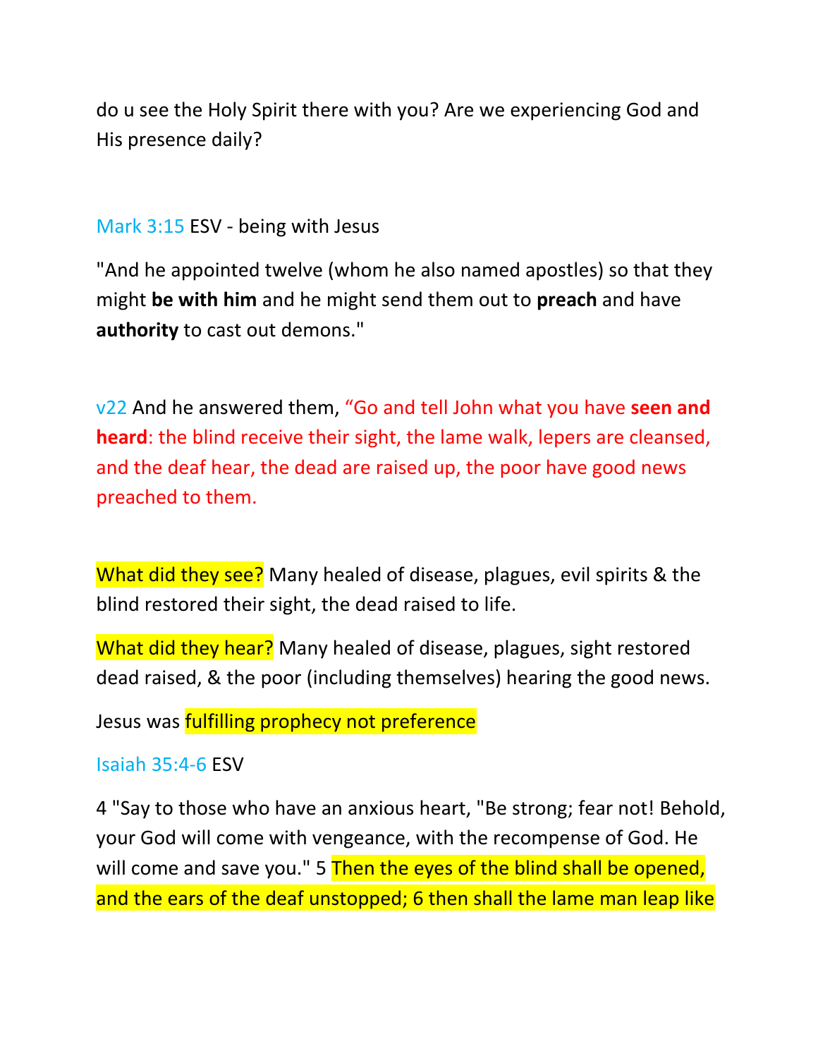do u see the Holy Spirit there with you? Are we experiencing God and His presence daily?

Mark 3:15 ESV - being with Jesus

"And he appointed twelve (whom he also named apostles) so that they might **be with him** and he might send them out to **preach** and have **authority** to cast out demons."

v22 And he answered them, "Go and tell John what you have **seen and heard**: the blind receive their sight, the lame walk, lepers are cleansed, and the deaf hear, the dead are raised up, the poor have good news preached to them.

What did they see? Many healed of disease, plagues, evil spirits & the blind restored their sight, the dead raised to life.

What did they hear? Many healed of disease, plagues, sight restored dead raised, & the poor (including themselves) hearing the good news.

Jesus was fulfilling prophecy not preference

Isaiah 35:4-6 ESV

4 "Say to those who have an anxious heart, "Be strong; fear not! Behold, your God will come with vengeance, with the recompense of God. He will come and save you." 5 Then the eyes of the blind shall be opened, and the ears of the deaf unstopped; 6 then shall the lame man leap like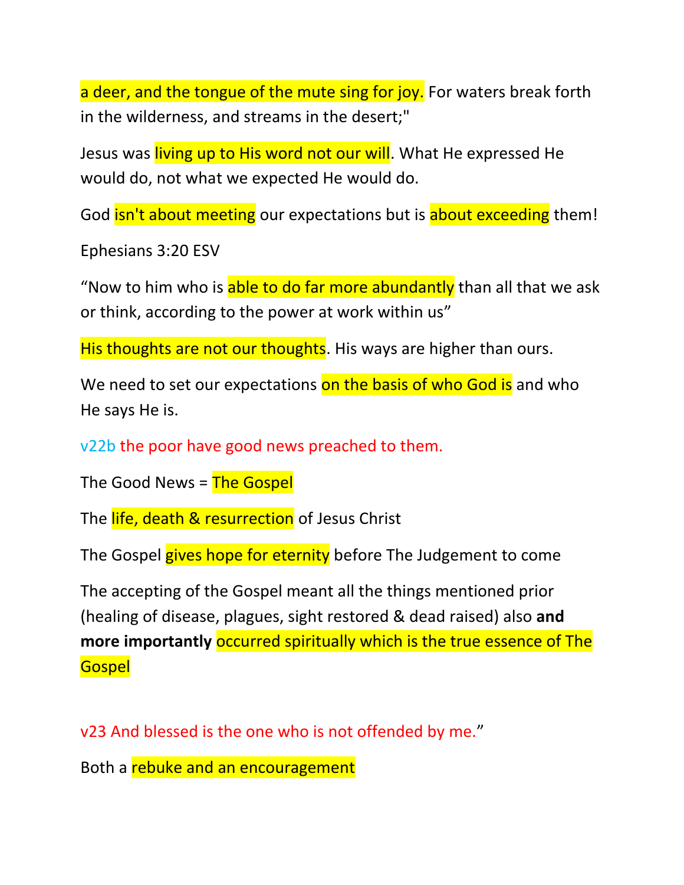a deer, and the tongue of the mute sing for joy. For waters break forth in the wilderness, and streams in the desert;"

Jesus was living up to His word not our will. What He expressed He would do, not what we expected He would do.

God isn't about meeting our expectations but is about exceeding them!

Ephesians 3:20 ESV

“Now to him who is able to do far more abundantly than all that we ask or think, according to the power at work within us”

His thoughts are not our thoughts. His ways are higher than ours.

We need to set our expectations on the basis of who God is and who He says He is.

v22b the poor have good news preached to them.

The Good News = The Gospel

The life, death & resurrection of Jesus Christ

The Gospel gives hope for eternity before The Judgement to come

The accepting of the Gospel meant all the things mentioned prior (healing of disease, plagues, sight restored & dead raised) also **and more importantly** occurred spiritually which is the true essence of The Gospel

v23 And blessed is the one who is not offended by me.”

Both a rebuke and an encouragement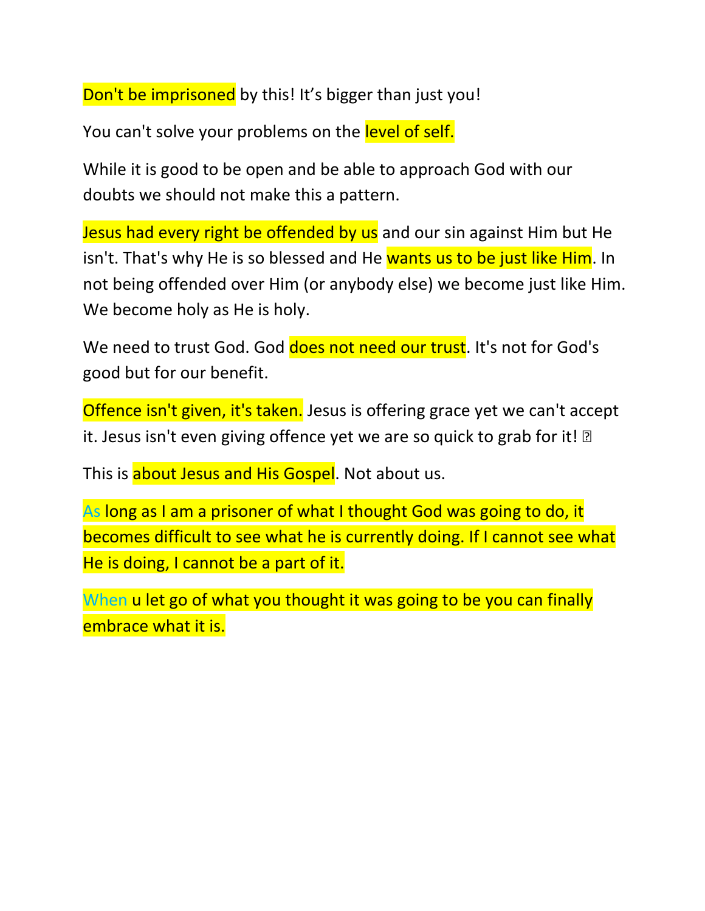Don't be imprisoned by this! It's bigger than just you!

You can't solve your problems on the level of self.

While it is good to be open and be able to approach God with our doubts we should not make this a pattern.

Jesus had every right be offended by us and our sin against Him but He isn't. That's why He is so blessed and He wants us to be just like Him. In not being offended over Him (or anybody else) we become just like Him. We become holy as He is holy.

We need to trust God. God does not need our trust. It's not for God's good but for our benefit.

Offence isn't given, it's taken. Jesus is offering grace yet we can't accept it. Jesus isn't even giving offence yet we are so quick to grab for it! 

This is about Jesus and His Gospel. Not about us.

As long as I am a prisoner of what I thought God was going to do, it becomes difficult to see what he is currently doing. If I cannot see what He is doing, I cannot be a part of it.

When u let go of what you thought it was going to be you can finally embrace what it is.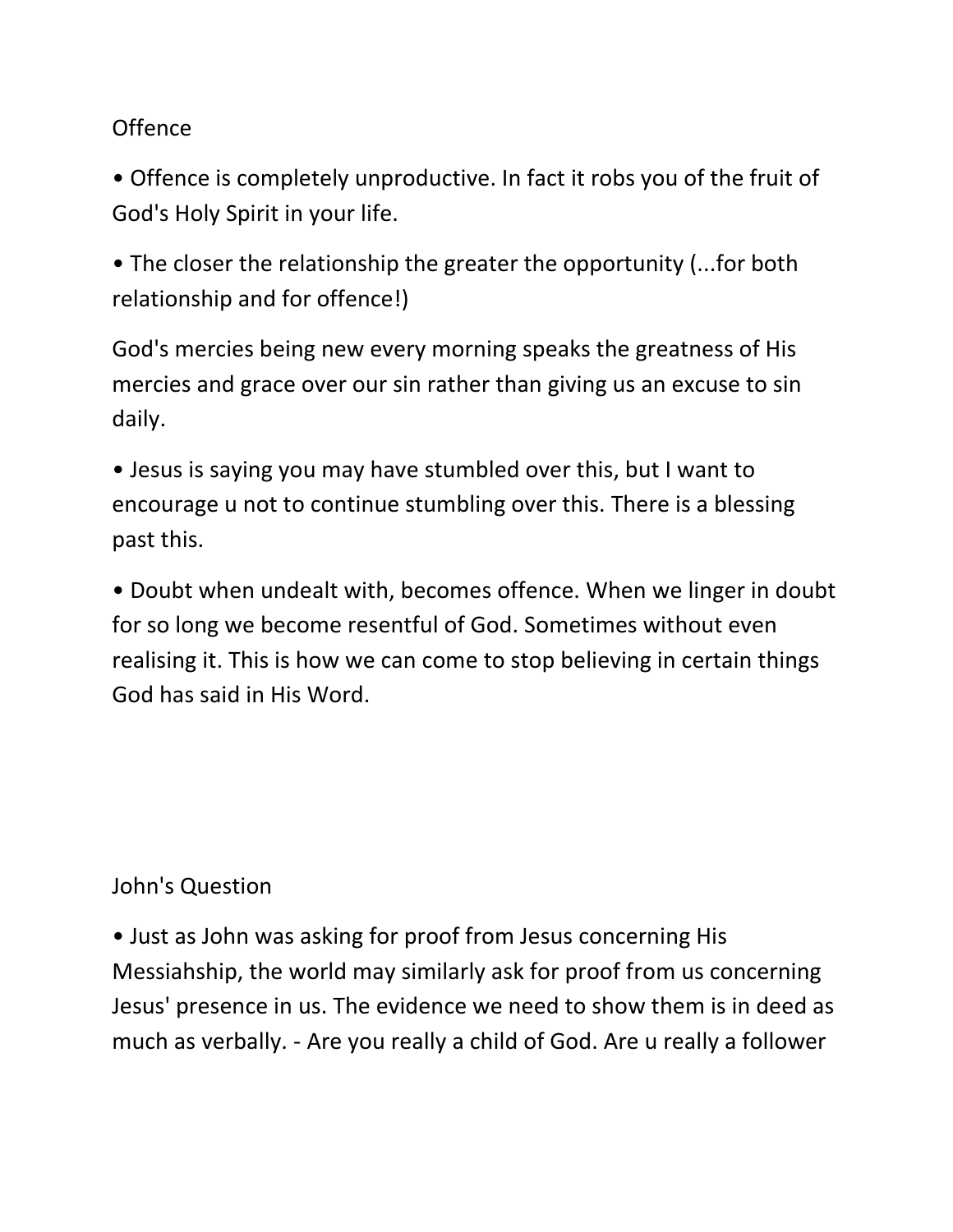## Offence

- Offence is completely unproductive. In fact it robs you of the fruit of God's Holy Spirit in your life.
- The closer the relationship the greater the opportunity (...for both relationship and for offence!)

God's mercies being new every morning speaks the greatness of His mercies and grace over our sin rather than giving us an excuse to sin daily.

- Jesus is saying you may have stumbled over this, but I want to encourage u not to continue stumbling over this. There is a blessing past this.
- Doubt when undealt with, becomes offence. When we linger in doubt for so long we become resentful of God. Sometimes without even realising it. This is how we can come to stop believing in certain things God has said in His Word.

## John's Question

- Just as John was asking for proof from Jesus concerning His Messiahship, the world may similarly ask for proof from us concerning Jesus' presence in us. The evidence we need to show them is in deed as much as verbally. - Are you really a child of God. Are u really a follower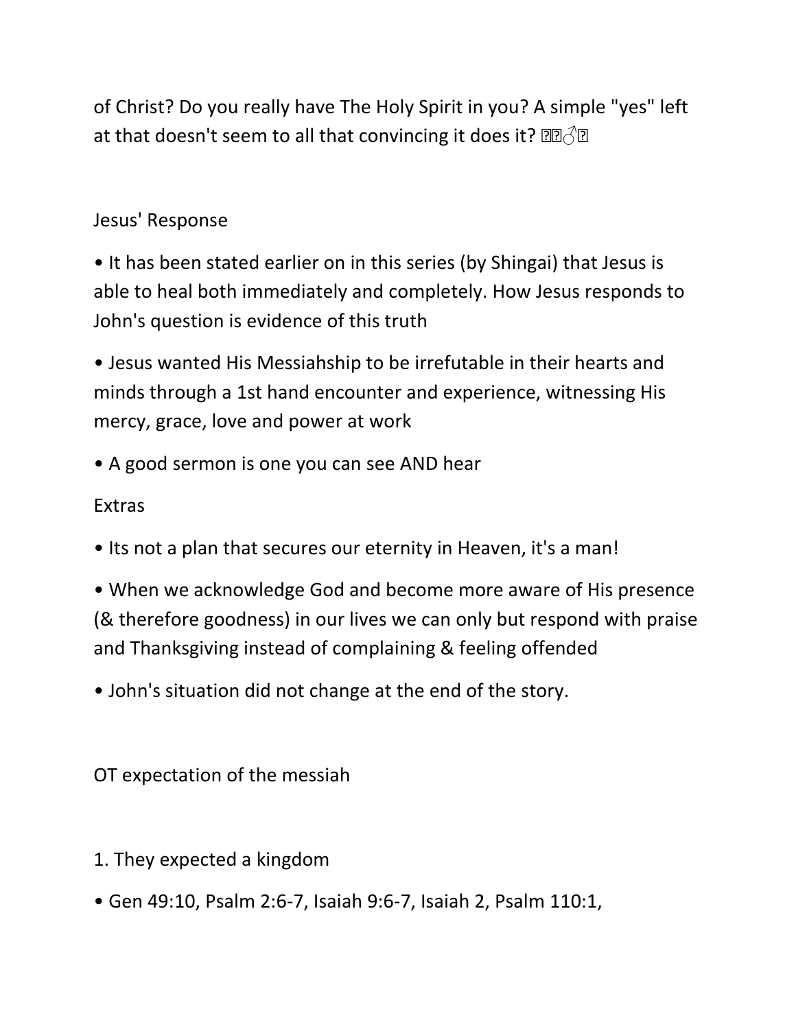of Christ? Do you really have The Holy Spirit in you? A simple "yes" left at that doesn't seem to all that convincing it does it? 🤷‍♂️

Jesus' Response

- It has been stated earlier on in this series (by Shingai) that Jesus is able to heal both immediately and completely. How Jesus responds to John's question is evidence of this truth
- Jesus wanted His Messiahship to be irrefutable in their hearts and minds through a 1st hand encounter and experience, witnessing His mercy, grace, love and power at work
- A good sermon is one you can see AND hear

Extras

- Its not a plan that secures our eternity in Heaven, it's a man!
- When we acknowledge God and become more aware of His presence (& therefore goodness) in our lives we can only but respond with praise and Thanksgiving instead of complaining & feeling offended
- John's situation did not change at the end of the story.

OT expectation of the messiah

1. They expected a kingdom

- Gen 49:10, Psalm 2:6-7, Isaiah 9:6-7, Isaiah 2, Psalm 110:1,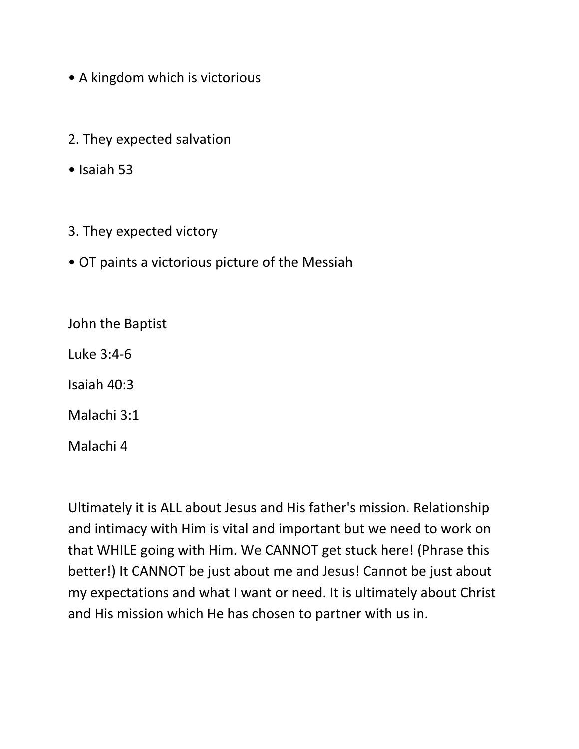- A kingdom which is victorious

2. They expected salvation

- Isaiah 53

3. They expected victory

- OT paints a victorious picture of the Messiah

John the Baptist

Luke 3:4-6

Isaiah 40:3

Malachi 3:1

Malachi 4

Ultimately it is ALL about Jesus and His father's mission. Relationship and intimacy with Him is vital and important but we need to work on that WHILE going with Him. We CANNOT get stuck here! (Phrase this better!) It CANNOT be just about me and Jesus! Cannot be just about my expectations and what I want or need. It is ultimately about Christ and His mission which He has chosen to partner with us in.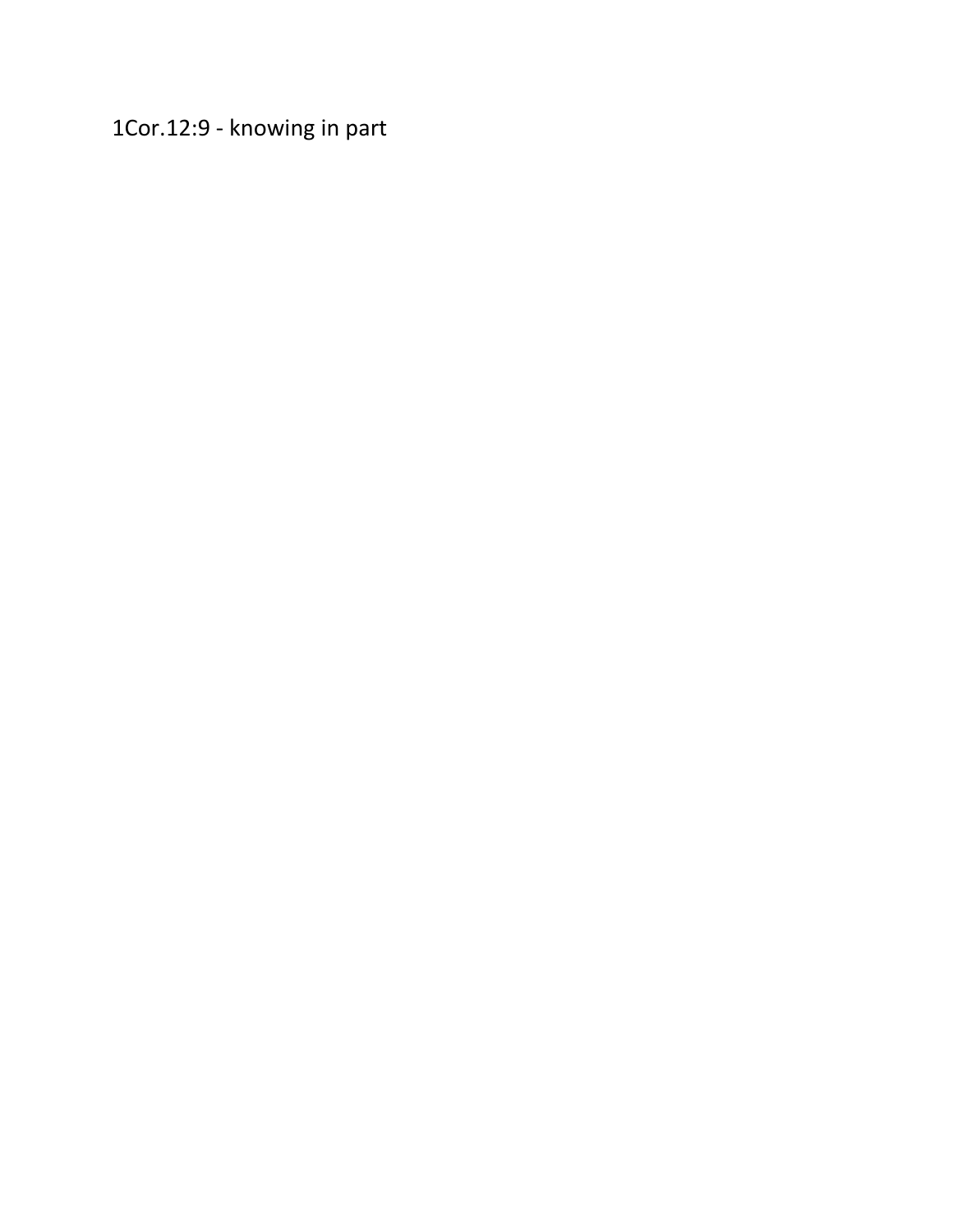1Cor.12:9 - knowing in part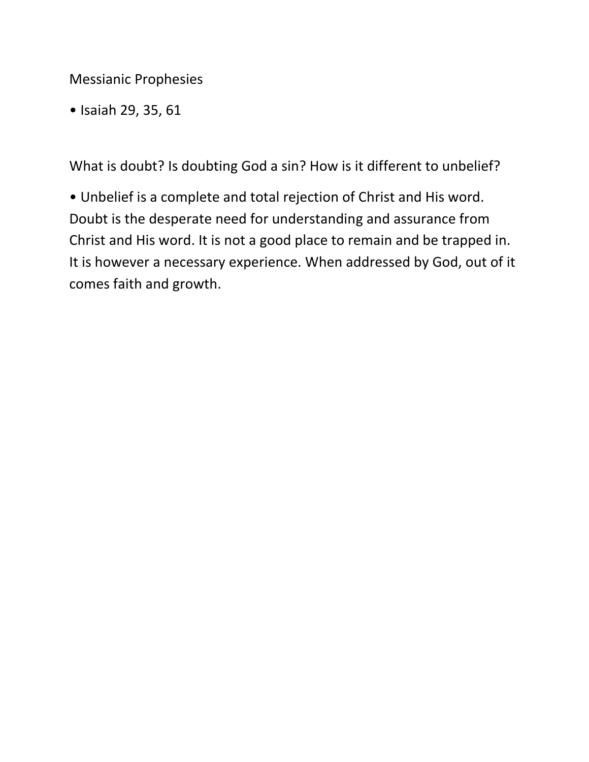Messianic Prophesies

- Isaiah 29, 35, 61

What is doubt? Is doubting God a sin? How is it different to unbelief?

- Unbelief is a complete and total rejection of Christ and His word. Doubt is the desperate need for understanding and assurance from Christ and His word. It is not a good place to remain and be trapped in. It is however a necessary experience. When addressed by God, out of it comes faith and growth.